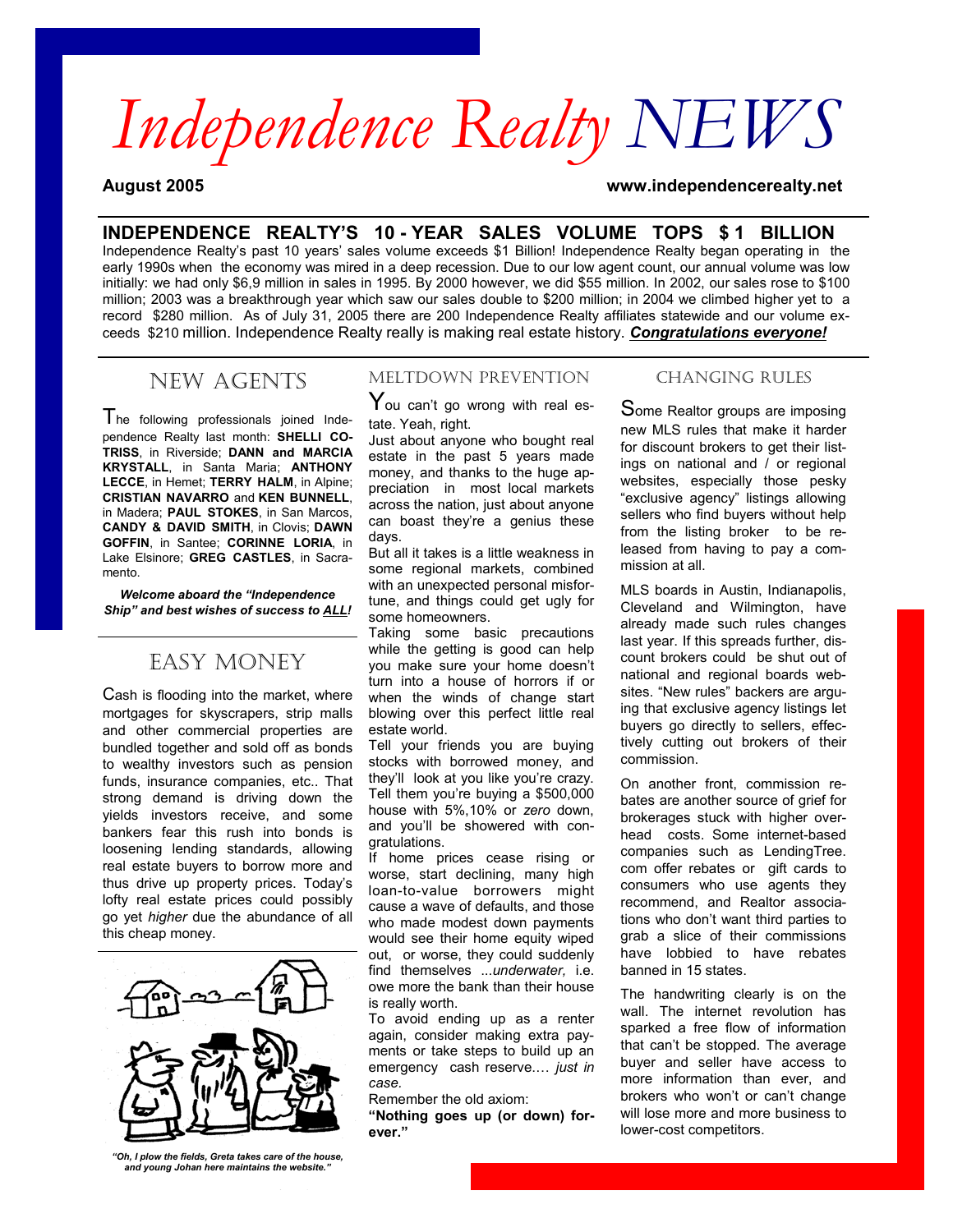# Independence Realty NEWS

**August 2005** **www.independencerealty.net**

## INDEPENDENCE REALTY'S 10 - YEAR SALES VOLUME TOPS $ 1 BILLION

Independence Realty's past 10 years' sales volume exceeds $1 Billion! Independence Realty began operating in the early 1990s when the economy was mired in a deep recession. Due to our low agent count, our annual volume was low initially: we had only $6,9 million in sales in 1995. By 2000 however, we did $55 million. In 2002, our sales rose to $100 million; 2003 was a breakthrough year which saw our sales double to $200 million; in 2004 we climbed higher yet to a record $280 million. As of July 31, 2005 there are 200 Independence Realty affiliates statewide and our volume exceeds $210 million. Independence Realty really is making real estate history. ***Congratulations everyone!***

## NEW AGENTS

The following professionals joined Independence Realty last month: **SHELLI COTRISS**, in Riverside; **DANN and MARCIA KRYSTALL**, in Santa Maria; **ANTHONY LECCE**, in Hemet; **TERRY HALM**, in Alpine; **CRISTIAN NAVARRO** and **KEN BUNNELL**, in Madera; **PAUL STOKES**, in San Marcos, **CANDY & DAVID SMITH**, in Clovis; **DAWN GOFFIN**, in Santee; **CORINNE LORIA**, in Lake Elsinore; **GREG CASTLES**, in Sacramento.

***Welcome aboard the "Independence Ship" and best wishes of success to ALL!***

## EASY MONEY

Cash is flooding into the market, where mortgages for skyscrapers, strip malls and other commercial properties are bundled together and sold off as bonds to wealthy investors such as pension funds, insurance companies, etc.. That strong demand is driving down the yields investors receive, and some bankers fear this rush into bonds is loosening lending standards, allowing real estate buyers to borrow more and thus drive up property prices. Today's lofty real estate prices could possibly go yet *higher* due the abundance of all this cheap money.

*"Oh, I plow the fields, Greta takes care of the house, and young Johan here maintains the website."*

## MELTDOWN PREVENTION

You can't go wrong with real estate. Yeah, right.

Just about anyone who bought real estate in the past 5 years made money, and thanks to the huge appreciation in most local markets across the nation, just about anyone can boast they're a genius these days.

But all it takes is a little weakness in some regional markets, combined with an unexpected personal misfortune, and things could get ugly for some homeowners.

Taking some basic precautions while the getting is good can help you make sure your home doesn't turn into a house of horrors if or when the winds of change start blowing over this perfect little real estate world.

Tell your friends you are buying stocks with borrowed money, and they'll look at you like you're crazy. Tell them you're buying a $500,000 house with 5%,10% or *zero* down, and you'll be showered with congratulations.

If home prices cease rising or worse, start declining, many high loan-to-value borrowers might cause a wave of defaults, and those who made modest down payments would see their home equity wiped out, or worse, they could suddenly find themselves ...*underwater,* i.e. owe more the bank than their house is really worth.

To avoid ending up as a renter again, consider making extra payments or take steps to build up an emergency cash reserve.… *just in case.*

Remember the old axiom:

**"Nothing goes up (or down) forever."**

## CHANGING RULES

Some Realtor groups are imposing new MLS rules that make it harder for discount brokers to get their listings on national and / or regional websites, especially those pesky "exclusive agency" listings allowing sellers who find buyers without help from the listing broker to be released from having to pay a commission at all.

MLS boards in Austin, Indianapolis, Cleveland and Wilmington, have already made such rules changes last year. If this spreads further, discount brokers could be shut out of national and regional boards websites. "New rules" backers are arguing that exclusive agency listings let buyers go directly to sellers, effectively cutting out brokers of their commission.

On another front, commission rebates are another source of grief for brokerages stuck with higher overhead costs. Some internet-based companies such as LendingTree.com offer rebates or gift cards to consumers who use agents they recommend, and Realtor associations who don't want third parties to grab a slice of their commissions have lobbied to have rebates banned in 15 states.

The handwriting clearly is on the wall. The internet revolution has sparked a free flow of information that can't be stopped. The average buyer and seller have access to more information than ever, and brokers who won't or can't change will lose more and more business to lower-cost competitors.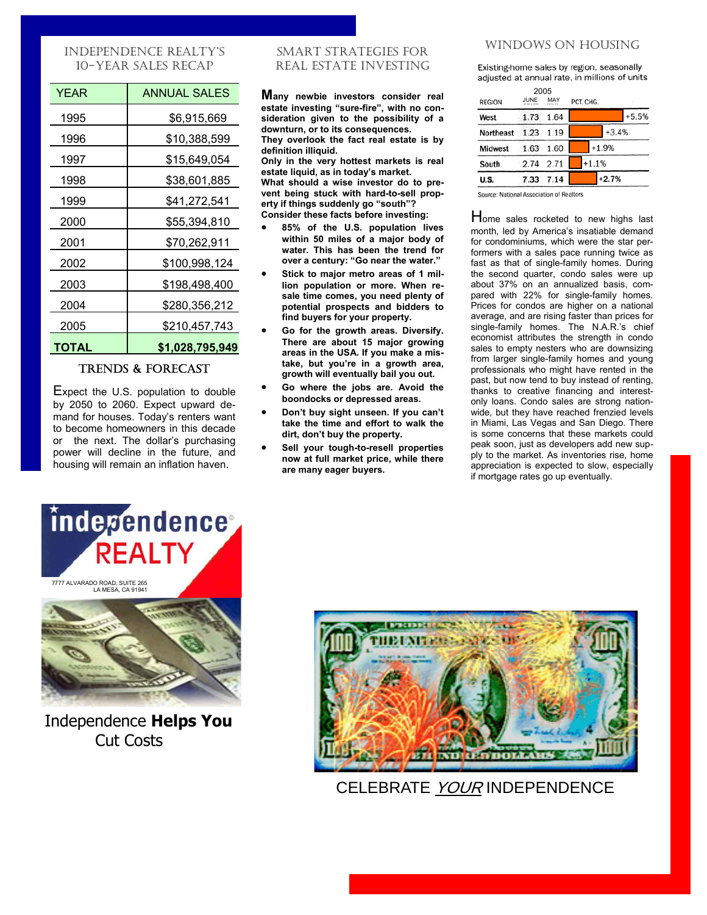## INDEPENDENCE REALTY'S 10-YEAR SALES RECAP

| YEAR | ANNUAL SALES |
|---|---|
| 1995 | $6,915,669 |
| 1996 | $10,388,599 |
| 1997 | $15,649,054 |
| 1998 | $38,601,885 |
| 1999 | $41,272,541 |
| 2000 | $55,394,810 |
| 2001 | $70,262,911 |
| 2002 | $100,998,124 |
| 2003 | $198,498,400 |
| 2004 | $280,356,212 |
| 2005 | $210,457,743 |
| **TOTAL** | **$1,028,795,949** |

## TRENDS & FORECAST

Expect the U.S. population to double by 2050 to 2060. Expect upward demand for houses. Today's renters want to become homeowners in this decade or the next. The dollar's purchasing power will decline in the future, and housing will remain an inflation haven.

## SMART STRATEGIES FOR REAL ESTATE INVESTING

**Many newbie investors consider real estate investing "sure-fire", with no consideration given to the possibility of a downturn, or to its consequences.**
**They overlook the fact real estate is by definition illiquid.**
**Only in the very hottest markets is real estate liquid, as in today's market.**
**What should a wise investor do to prevent being stuck with hard-to-sell property if things suddenly go "south"?**
**Consider these facts before investing:**

- **85% of the U.S. population lives within 50 miles of a major body of water. This has been the trend for over a century: "Go near the water."**
- **Stick to major metro areas of 1 million population or more. When resale time comes, you need plenty of potential prospects and bidders to find buyers for your property.**
- **Go for the growth areas. Diversify. There are about 15 major growing areas in the USA. If you make a mistake, but you're in a growth area, growth will eventually bail you out.**
- **Go where the jobs are. Avoid the boondocks or depressed areas.**
- **Don't buy sight unseen. If you can't take the time and effort to walk the dirt, don't buy the property.**
- **Sell your tough-to-resell properties now at full market price, while there are many eager buyers.**

## WINDOWS ON HOUSING

Existing-home sales by region, seasonally adjusted at annual rate, in millions of units

2005
REGION JUNE MAY PCT. CHG.
West 1.73 1.64 +5.5%
Northeast 1.23 1.19 +3.4%
Midwest 1.63 1.60 +1.9%
South 2.74 2.71 +1.1%
U.S. 7.33 7.14 +2.7%

Source: National Association of Realtors

Home sales rocketed to new highs last month, led by America's insatiable demand for condominiums, which were the star performers with a sales pace running twice as fast as that of single-family homes. During the second quarter, condo sales were up about 37% on an annualized basis, compared with 22% for single-family homes. Prices for condos are higher on a national average, and are rising faster than prices for single-family homes. The N.A.R.'s chief economist attributes the strength in condo sales to empty nesters who are downsizing from larger single-family homes and young professionals who might have rented in the past, but now tend to buy instead of renting, thanks to creative financing and interest-only loans. Condo sales are strong nationwide, but they have reached frenzied levels in Miami, Las Vegas and San Diego. There is some concerns that these markets could peak soon, just as developers add new supply to the market. As inventories rise, home appreciation is expected to slow, especially if mortgage rates go up eventually.

independence REALTY

7777 ALVARADO ROAD, SUITE 265
LA MESA, CA 91941

Independence **Helps You** Cut Costs

CELEBRATE *YOUR* INDEPENDENCE